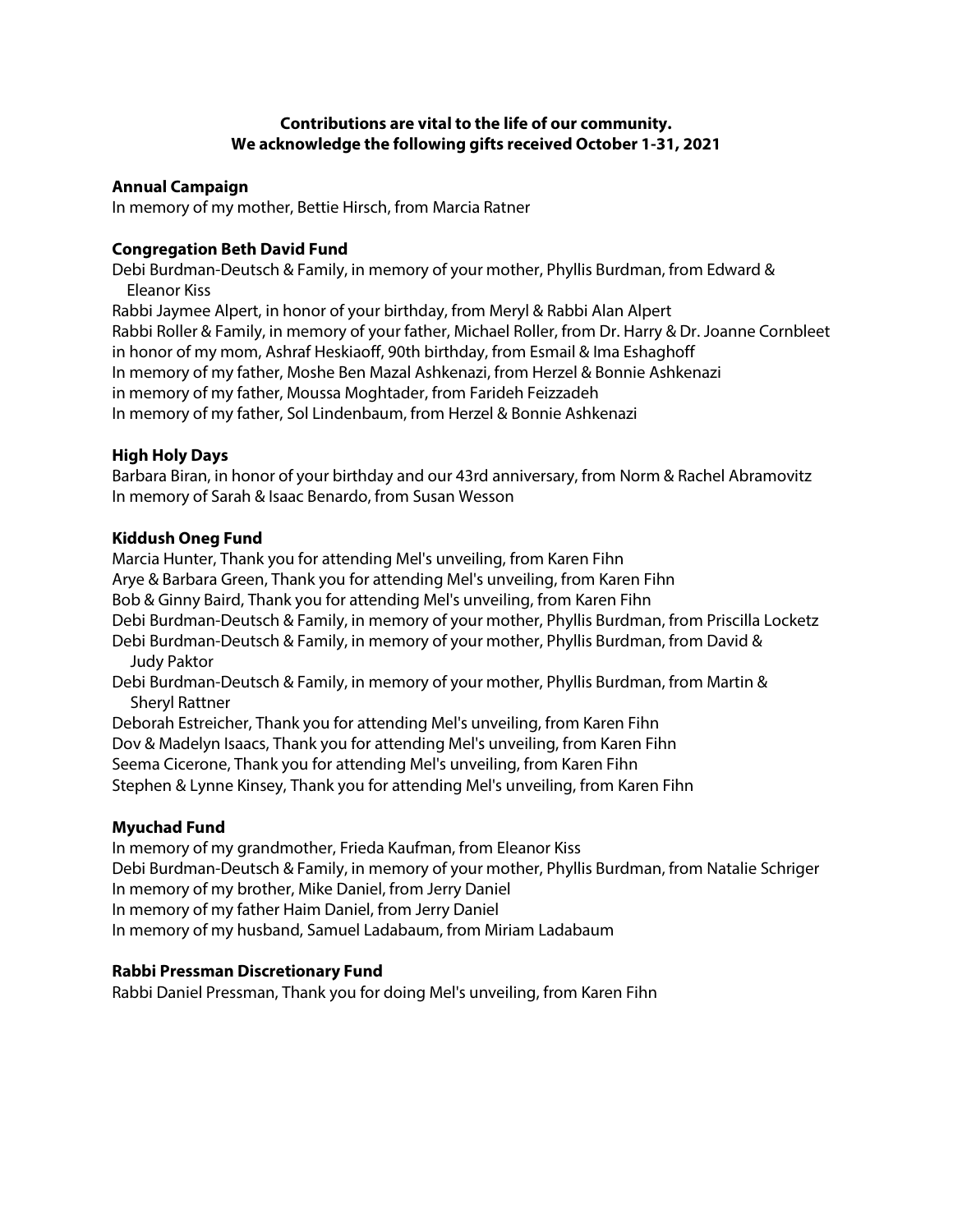**Contributions are vital to the life of our community.**
**We acknowledge the following gifts received October 1-31, 2021**

**Annual Campaign**

In memory of my mother, Bettie Hirsch, from Marcia Ratner

**Congregation Beth David Fund**

Debi Burdman-Deutsch & Family, in memory of your mother, Phyllis Burdman, from Edward & Eleanor Kiss
Rabbi Jaymee Alpert, in honor of your birthday, from Meryl & Rabbi Alan Alpert
Rabbi Roller & Family, in memory of your father, Michael Roller, from Dr. Harry & Dr. Joanne Cornbleet
in honor of my mom, Ashraf Heskiaoff, 90th birthday, from Esmail & Ima Eshaghoff
In memory of my father, Moshe Ben Mazal Ashkenazi, from Herzel & Bonnie Ashkenazi
in memory of my father, Moussa Moghtader, from Farideh Feizzadeh
In memory of my father, Sol Lindenbaum, from Herzel & Bonnie Ashkenazi

**High Holy Days**

Barbara Biran, in honor of your birthday and our 43rd anniversary, from Norm & Rachel Abramovitz
In memory of Sarah & Isaac Benardo, from Susan Wesson

**Kiddush Oneg Fund**

Marcia Hunter, Thank you for attending Mel's unveiling, from Karen Fihn
Arye & Barbara Green, Thank you for attending Mel's unveiling, from Karen Fihn
Bob & Ginny Baird, Thank you for attending Mel's unveiling, from Karen Fihn
Debi Burdman-Deutsch & Family, in memory of your mother, Phyllis Burdman, from Priscilla Locketz
Debi Burdman-Deutsch & Family, in memory of your mother, Phyllis Burdman, from David & Judy Paktor
Debi Burdman-Deutsch & Family, in memory of your mother, Phyllis Burdman, from Martin & Sheryl Rattner
Deborah Estreicher, Thank you for attending Mel's unveiling, from Karen Fihn
Dov & Madelyn Isaacs, Thank you for attending Mel's unveiling, from Karen Fihn
Seema Cicerone, Thank you for attending Mel's unveiling, from Karen Fihn
Stephen & Lynne Kinsey, Thank you for attending Mel's unveiling, from Karen Fihn

**Myuchad Fund**

In memory of my grandmother, Frieda Kaufman, from Eleanor Kiss
Debi Burdman-Deutsch & Family, in memory of your mother, Phyllis Burdman, from Natalie Schriger
In memory of my brother, Mike Daniel, from Jerry Daniel
In memory of my father Haim Daniel, from Jerry Daniel
In memory of my husband, Samuel Ladabaum, from Miriam Ladabaum

**Rabbi Pressman Discretionary Fund**

Rabbi Daniel Pressman, Thank you for doing Mel's unveiling, from Karen Fihn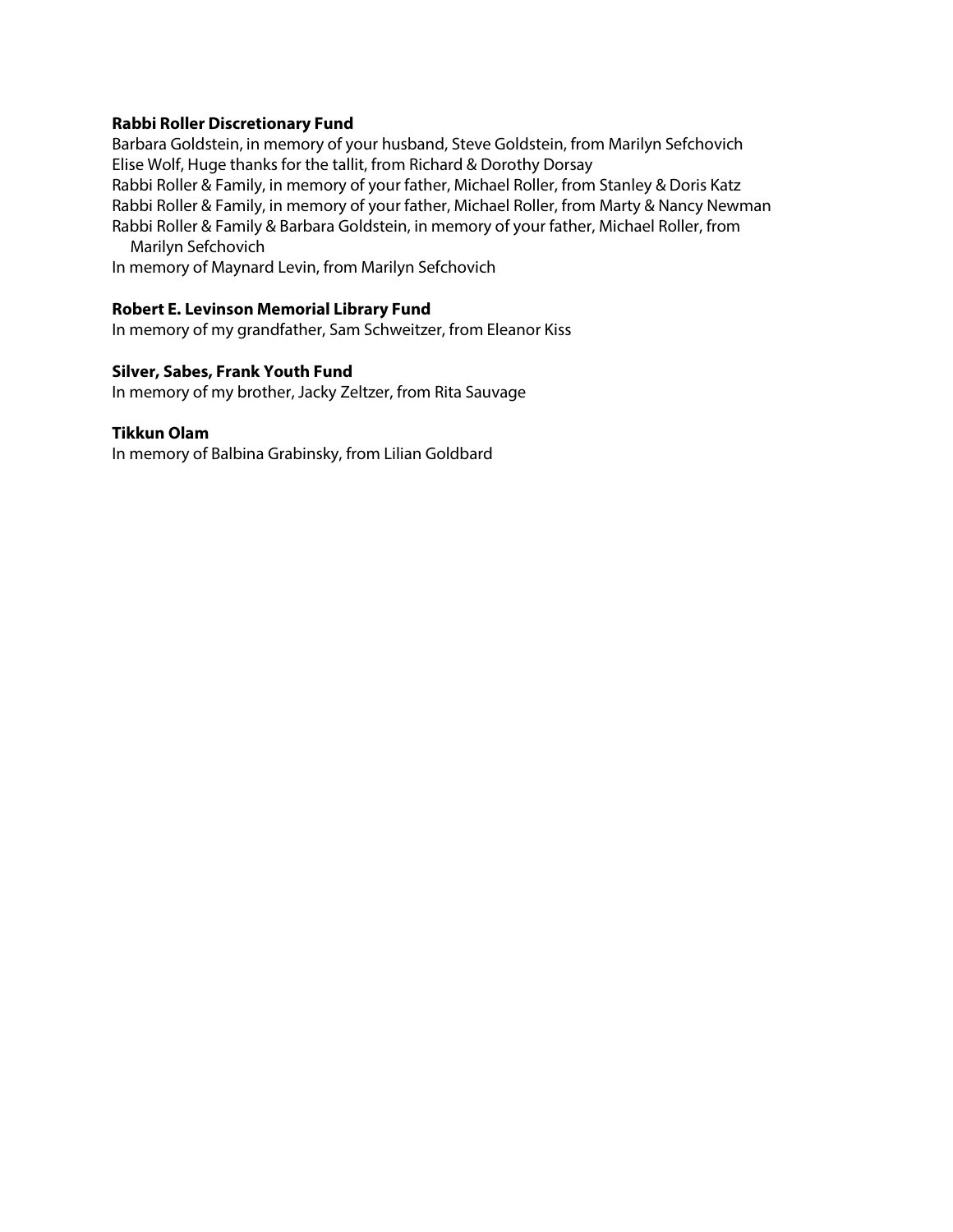**Rabbi Roller Discretionary Fund**

Barbara Goldstein, in memory of your husband, Steve Goldstein, from Marilyn Sefchovich
Elise Wolf, Huge thanks for the tallit, from Richard & Dorothy Dorsay
Rabbi Roller & Family, in memory of your father, Michael Roller, from Stanley & Doris Katz
Rabbi Roller & Family, in memory of your father, Michael Roller, from Marty & Nancy Newman
Rabbi Roller & Family & Barbara Goldstein, in memory of your father, Michael Roller, from Marilyn Sefchovich
In memory of Maynard Levin, from Marilyn Sefchovich

**Robert E. Levinson Memorial Library Fund**

In memory of my grandfather, Sam Schweitzer, from Eleanor Kiss

**Silver, Sabes, Frank Youth Fund**

In memory of my brother, Jacky Zeltzer, from Rita Sauvage

**Tikkun Olam**

In memory of Balbina Grabinsky, from Lilian Goldbard